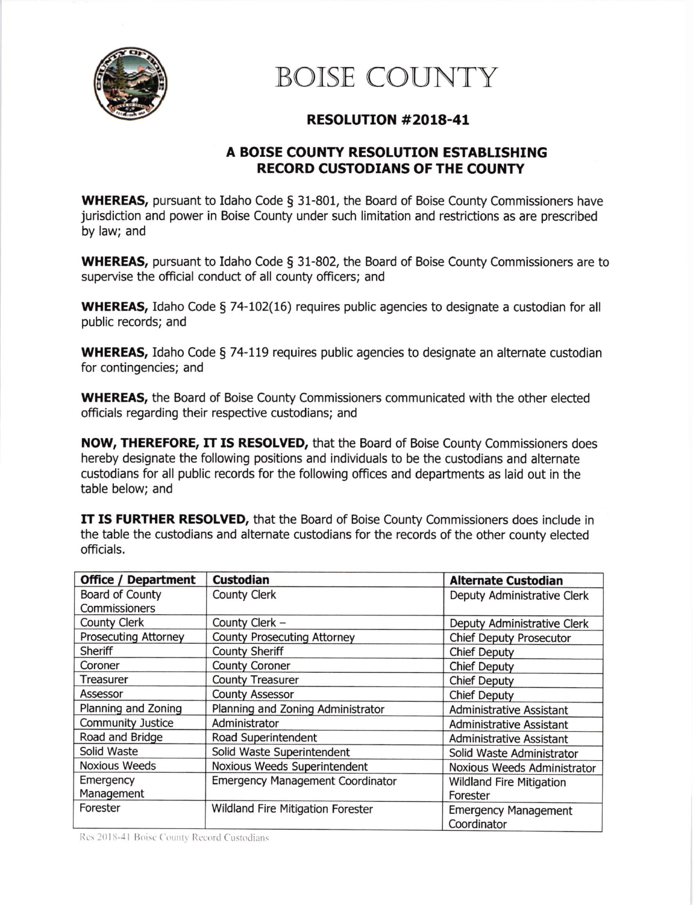# BOISE COUNTY

## RESOLUTION #2018-41

## A BOISE COUNTY RESOLUTION ESTABLISHING RECORD CUSTODIANS OF THE COUNTY

**WHEREAS,** pursuant to Idaho Code § 31-801, the Board of Boise County Commissioners have jurisdiction and power in Boise County under such limitation and restrictions as are prescribed by law; and

**WHEREAS,** pursuant to Idaho Code § 31-802, the Board of Boise County Commissioners are to supervise the official conduct of all county officers; and

**WHEREAS,** Idaho Code § 74-102(16) requires public agencies to designate a custodian for all public records; and

**WHEREAS,** Idaho Code § 74-119 requires public agencies to designate an alternate custodian for contingencies; and

**WHEREAS,** the Board of Boise County Commissioners communicated with the other elected officials regarding their respective custodians; and

**NOW, THEREFORE, IT IS RESOLVED,** that the Board of Boise County Commissioners does hereby designate the following positions and individuals to be the custodians and alternate custodians for all public records for the following offices and departments as laid out in the table below; and

**IT IS FURTHER RESOLVED,** that the Board of Boise County Commissioners does include in the table the custodians and alternate custodians for the records of the other county elected officials.

| Office / Department | Custodian | Alternate Custodian |
|---|---|---|
| Board of County Commissioners | County Clerk | Deputy Administrative Clerk |
| County Clerk | County Clerk – | Deputy Administrative Clerk |
| Prosecuting Attorney | County Prosecuting Attorney | Chief Deputy Prosecutor |
| Sheriff | County Sheriff | Chief Deputy |
| Coroner | County Coroner | Chief Deputy |
| Treasurer | County Treasurer | Chief Deputy |
| Assessor | County Assessor | Chief Deputy |
| Planning and Zoning | Planning and Zoning Administrator | Administrative Assistant |
| Community Justice | Administrator | Administrative Assistant |
| Road and Bridge | Road Superintendent | Administrative Assistant |
| Solid Waste | Solid Waste Superintendent | Solid Waste Administrator |
| Noxious Weeds | Noxious Weeds Superintendent | Noxious Weeds Administrator |
| Emergency Management | Emergency Management Coordinator | Wildland Fire Mitigation Forester |
| Forester | Wildland Fire Mitigation Forester | Emergency Management Coordinator |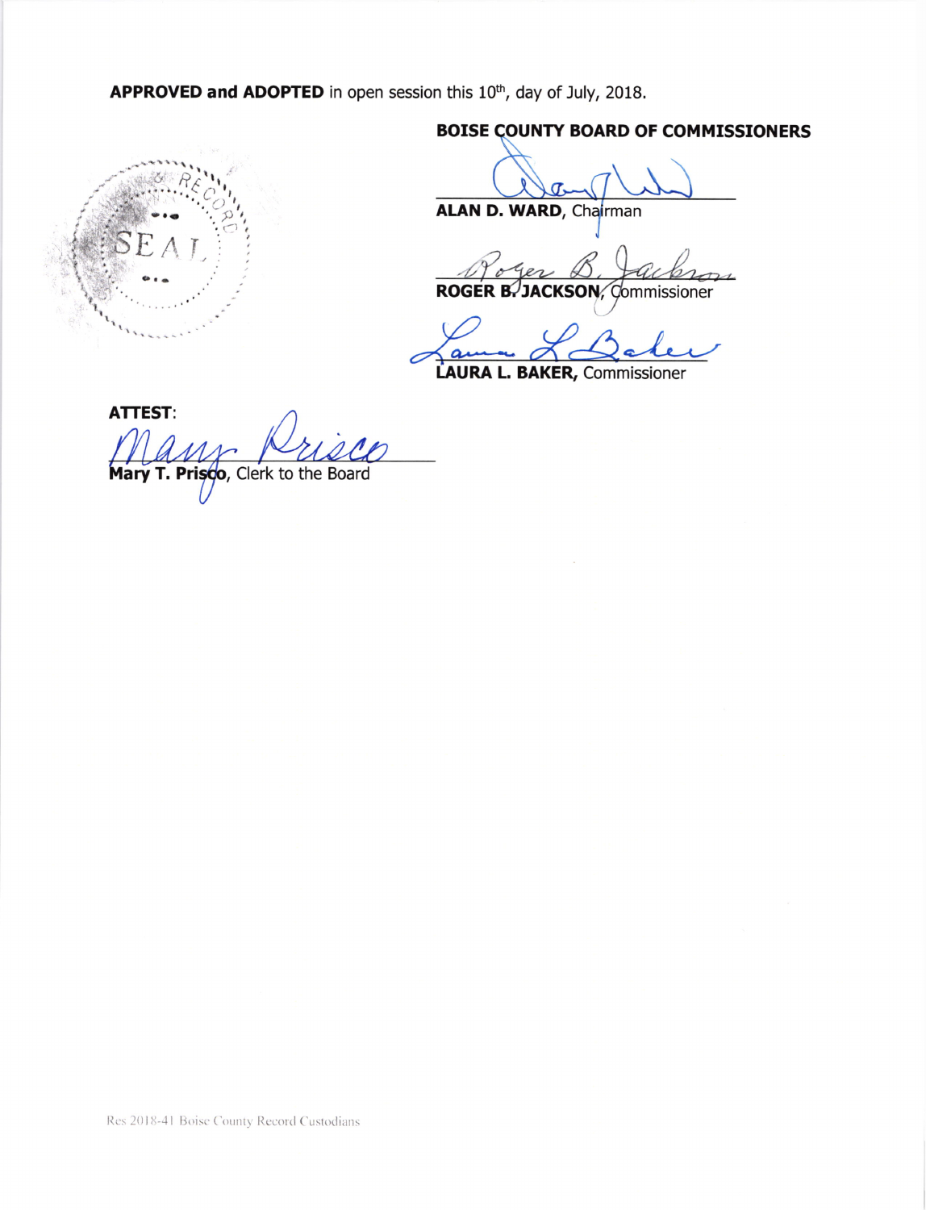**APPROVED and ADOPTED** in open session this 10th, day of July, 2018.

**BOISE COUNTY BOARD OF COMMISSIONERS**

SEAL

**ALAN D. WARD**, Chairman

**ROGER B. JACKSON**, Commissioner

**LAURA L. BAKER,** Commissioner

**ATTEST**:

**Mary T. Prisco**, Clerk to the Board

Res 2018-41 Boise County Record Custodians